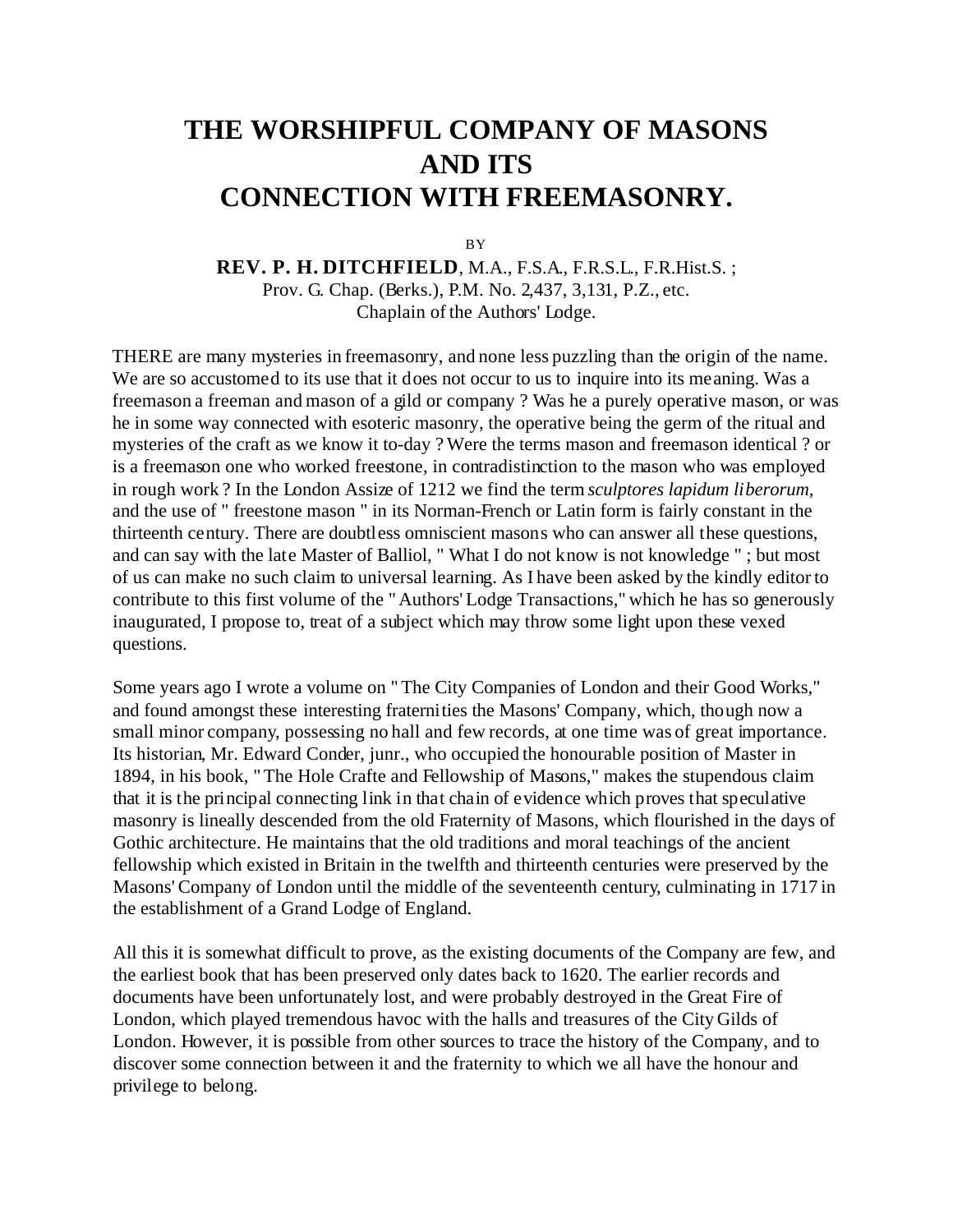# THE WORSHIPFUL COMPANY OF MASONS AND ITS CONNECTION WITH FREEMASONRY.

BY

**REV. P. H. DITCHFIELD**, M.A., F.S.A., F.R.S.L., F.R.Hist.S. ;
Prov. G. Chap. (Berks.), P.M. No. 2,437, 3,131, P.Z., etc.
Chaplain of the Authors' Lodge.

THERE are many mysteries in freemasonry, and none less puzzling than the origin of the name. We are so accustomed to its use that it does not occur to us to inquire into its meaning. Was a freemason a freeman and mason of a gild or company ? Was he a purely operative mason, or was he in some way connected with esoteric masonry, the operative being the germ of the ritual and mysteries of the craft as we know it to-day ? Were the terms mason and freemason identical ? or is a freemason one who worked freestone, in contradistinction to the mason who was employed in rough work ? In the London Assize of 1212 we find the term *sculptores lapidum liberorum*, and the use of " freestone mason " in its Norman-French or Latin form is fairly constant in the thirteenth century. There are doubtless omniscient masons who can answer all these questions, and can say with the late Master of Balliol, " What I do not know is not knowledge " ; but most of us can make no such claim to universal learning. As I have been asked by the kindly editor to contribute to this first volume of the " Authors' Lodge Transactions," which he has so generously inaugurated, I propose to, treat of a subject which may throw some light upon these vexed questions.

Some years ago I wrote a volume on " The City Companies of London and their Good Works," and found amongst these interesting fraternities the Masons' Company, which, though now a small minor company, possessing no hall and few records, at one time was of great importance. Its historian, Mr. Edward Conder, junr., who occupied the honourable position of Master in 1894, in his book, " The Hole Crafte and Fellowship of Masons," makes the stupendous claim that it is the principal connecting link in that chain of evidence which proves that speculative masonry is lineally descended from the old Fraternity of Masons, which flourished in the days of Gothic architecture. He maintains that the old traditions and moral teachings of the ancient fellowship which existed in Britain in the twelfth and thirteenth centuries were preserved by the Masons' Company of London until the middle of the seventeenth century, culminating in 1717 in the establishment of a Grand Lodge of England.

All this it is somewhat difficult to prove, as the existing documents of the Company are few, and the earliest book that has been preserved only dates back to 1620. The earlier records and documents have been unfortunately lost, and were probably destroyed in the Great Fire of London, which played tremendous havoc with the halls and treasures of the City Gilds of London. However, it is possible from other sources to trace the history of the Company, and to discover some connection between it and the fraternity to which we all have the honour and privilege to belong.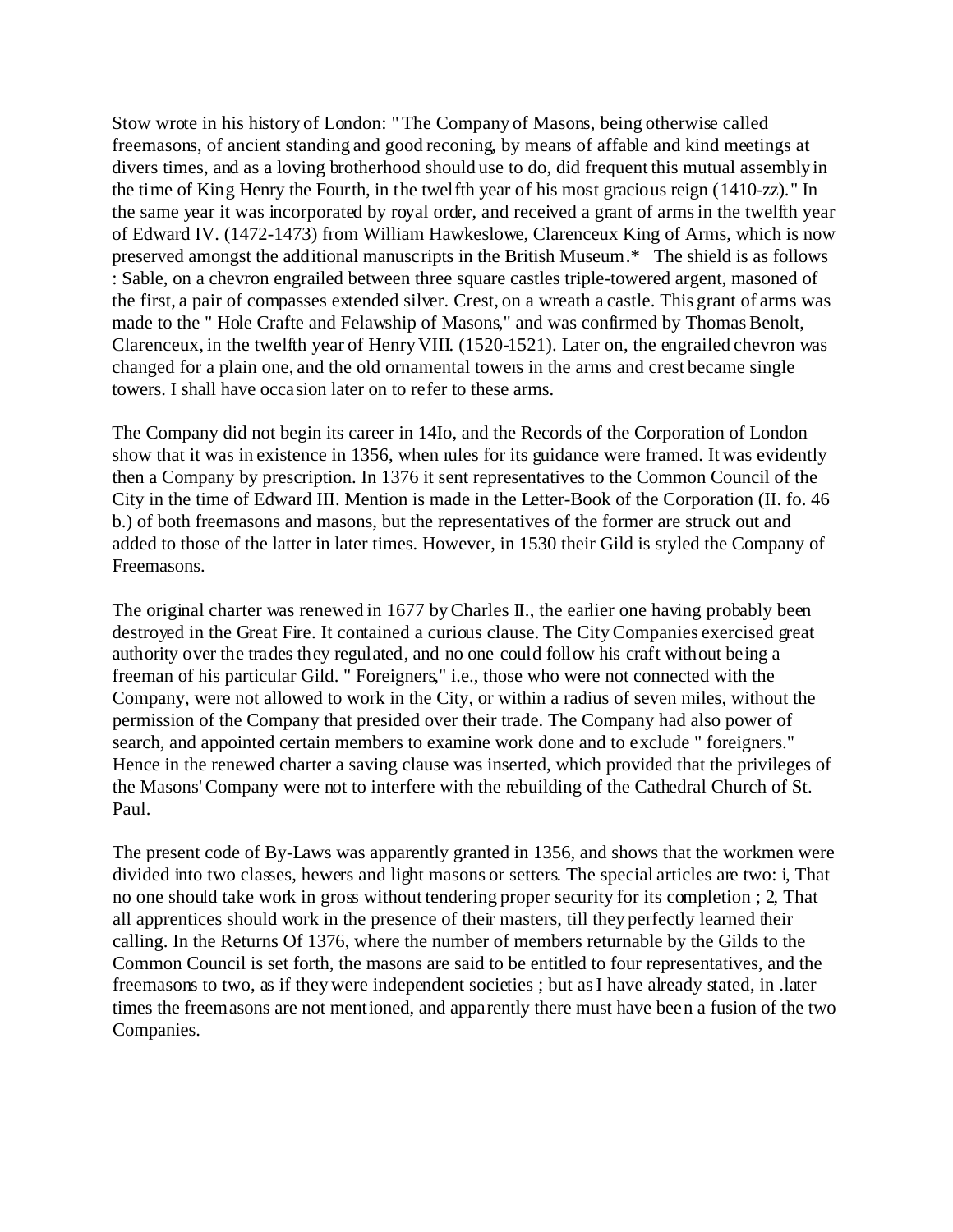Stow wrote in his history of London: " The Company of Masons, being otherwise called freemasons, of ancient standing and good reconing, by means of affable and kind meetings at divers times, and as a loving brotherhood should use to do, did frequent this mutual assembly in the time of King Henry the Fourth, in the twelfth year of his most gracious reign (1410-zz)." In the same year it was incorporated by royal order, and received a grant of arms in the twelfth year of Edward IV. (1472-1473) from William Hawkeslowe, Clarenceux King of Arms, which is now preserved amongst the additional manuscripts in the British Museum.* The shield is as follows : Sable, on a chevron engrailed between three square castles triple-towered argent, masoned of the first, a pair of compasses extended silver. Crest, on a wreath a castle. This grant of arms was made to the " Hole Crafte and Felawship of Masons," and was confirmed by Thomas Benolt, Clarenceux, in the twelfth year of Henry VIII. (1520-1521). Later on, the engrailed chevron was changed for a plain one, and the old ornamental towers in the arms and crest became single towers. I shall have occasion later on to refer to these arms.

The Company did not begin its career in 14Io, and the Records of the Corporation of London show that it was in existence in 1356, when rules for its guidance were framed. It was evidently then a Company by prescription. In 1376 it sent representatives to the Common Council of the City in the time of Edward III. Mention is made in the Letter-Book of the Corporation (II. fo. 46 b.) of both freemasons and masons, but the representatives of the former are struck out and added to those of the latter in later times. However, in 1530 their Gild is styled the Company of Freemasons.

The original charter was renewed in 1677 by Charles II., the earlier one having probably been destroyed in the Great Fire. It contained a curious clause. The City Companies exercised great authority over the trades they regulated, and no one could follow his craft without being a freeman of his particular Gild. " Foreigners," i.e., those who were not connected with the Company, were not allowed to work in the City, or within a radius of seven miles, without the permission of the Company that presided over their trade. The Company had also power of search, and appointed certain members to examine work done and to exclude " foreigners." Hence in the renewed charter a saving clause was inserted, which provided that the privileges of the Masons' Company were not to interfere with the rebuilding of the Cathedral Church of St. Paul.

The present code of By-Laws was apparently granted in 1356, and shows that the workmen were divided into two classes, hewers and light masons or setters. The special articles are two: i, That no one should take work in gross without tendering proper security for its completion ; 2, That all apprentices should work in the presence of their masters, till they perfectly learned their calling. In the Returns Of 1376, where the number of members returnable by the Gilds to the Common Council is set forth, the masons are said to be entitled to four representatives, and the freemasons to two, as if they were independent societies ; but as I have already stated, in .later times the freemasons are not mentioned, and apparently there must have been a fusion of the two Companies.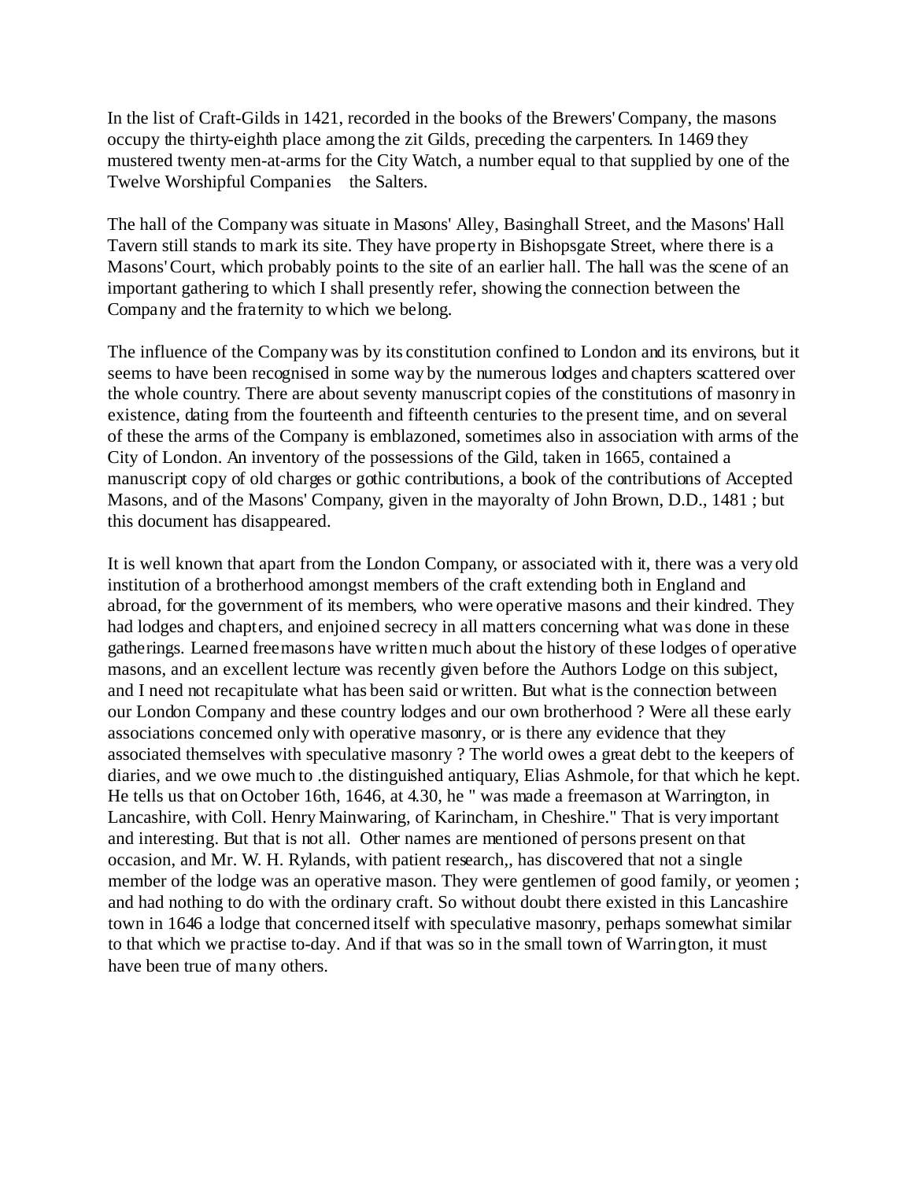In the list of Craft-Gilds in 1421, recorded in the books of the Brewers' Company, the masons occupy the thirty-eighth place among the zit Gilds, preceding the carpenters. In 1469 they mustered twenty men-at-arms for the City Watch, a number equal to that supplied by one of the Twelve Worshipful Companies the Salters.

The hall of the Company was situate in Masons' Alley, Basinghall Street, and the Masons' Hall Tavern still stands to mark its site. They have property in Bishopsgate Street, where there is a Masons' Court, which probably points to the site of an earlier hall. The hall was the scene of an important gathering to which I shall presently refer, showing the connection between the Company and the fraternity to which we belong.

The influence of the Company was by its constitution confined to London and its environs, but it seems to have been recognised in some way by the numerous lodges and chapters scattered over the whole country. There are about seventy manuscript copies of the constitutions of masonry in existence, dating from the fourteenth and fifteenth centuries to the present time, and on several of these the arms of the Company is emblazoned, sometimes also in association with arms of the City of London. An inventory of the possessions of the Gild, taken in 1665, contained a manuscript copy of old charges or gothic contributions, a book of the contributions of Accepted Masons, and of the Masons' Company, given in the mayoralty of John Brown, D.D., 1481 ; but this document has disappeared.

It is well known that apart from the London Company, or associated with it, there was a very old institution of a brotherhood amongst members of the craft extending both in England and abroad, for the government of its members, who were operative masons and their kindred. They had lodges and chapters, and enjoined secrecy in all matters concerning what was done in these gatherings. Learned freemasons have written much about the history of these lodges of operative masons, and an excellent lecture was recently given before the Authors Lodge on this subject, and I need not recapitulate what has been said or written. But what is the connection between our London Company and these country lodges and our own brotherhood ? Were all these early associations concerned only with operative masonry, or is there any evidence that they associated themselves with speculative masonry ? The world owes a great debt to the keepers of diaries, and we owe much to .the distinguished antiquary, Elias Ashmole, for that which he kept. He tells us that on October 16th, 1646, at 4.30, he " was made a freemason at Warrington, in Lancashire, with Coll. Henry Mainwaring, of Karincham, in Cheshire." That is very important and interesting. But that is not all. Other names are mentioned of persons present on that occasion, and Mr. W. H. Rylands, with patient research,, has discovered that not a single member of the lodge was an operative mason. They were gentlemen of good family, or yeomen ; and had nothing to do with the ordinary craft. So without doubt there existed in this Lancashire town in 1646 a lodge that concerned itself with speculative masonry, perhaps somewhat similar to that which we practise to-day. And if that was so in the small town of Warrington, it must have been true of many others.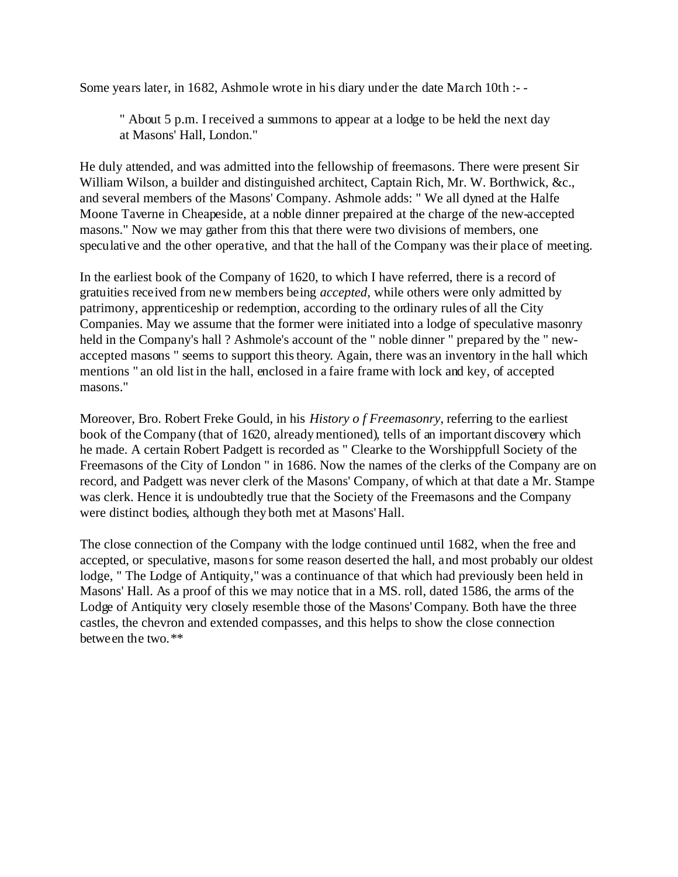Some years later, in 1682, Ashmole wrote in his diary under the date March 10th :- -

> " About 5 p.m. I received a summons to appear at a lodge to be held the next day at Masons' Hall, London."

He duly attended, and was admitted into the fellowship of freemasons. There were present Sir William Wilson, a builder and distinguished architect, Captain Rich, Mr. W. Borthwick, &c., and several members of the Masons' Company. Ashmole adds: " We all dyned at the Halfe Moone Taverne in Cheapeside, at a noble dinner prepaired at the charge of the new-accepted masons." Now we may gather from this that there were two divisions of members, one speculative and the other operative, and that the hall of the Company was their place of meeting.

In the earliest book of the Company of 1620, to which I have referred, there is a record of gratuities received from new members being *accepted*, while others were only admitted by patrimony, apprenticeship or redemption, according to the ordinary rules of all the City Companies. May we assume that the former were initiated into a lodge of speculative masonry held in the Company's hall ? Ashmole's account of the " noble dinner " prepared by the " new-accepted masons " seems to support this theory. Again, there was an inventory in the hall which mentions " an old list in the hall, enclosed in a faire frame with lock and key, of accepted masons."

Moreover, Bro. Robert Freke Gould, in his *History of Freemasonry*, referring to the earliest book of the Company (that of 1620, already mentioned), tells of an important discovery which he made. A certain Robert Padgett is recorded as " Clearke to the Worshippfull Society of the Freemasons of the City of London " in 1686. Now the names of the clerks of the Company are on record, and Padgett was never clerk of the Masons' Company, of which at that date a Mr. Stampe was clerk. Hence it is undoubtedly true that the Society of the Freemasons and the Company were distinct bodies, although they both met at Masons' Hall.

The close connection of the Company with the lodge continued until 1682, when the free and accepted, or speculative, masons for some reason deserted the hall, and most probably our oldest lodge, " The Lodge of Antiquity," was a continuance of that which had previously been held in Masons' Hall. As a proof of this we may notice that in a MS. roll, dated 1586, the arms of the Lodge of Antiquity very closely resemble those of the Masons' Company. Both have the three castles, the chevron and extended compasses, and this helps to show the close connection between the two.**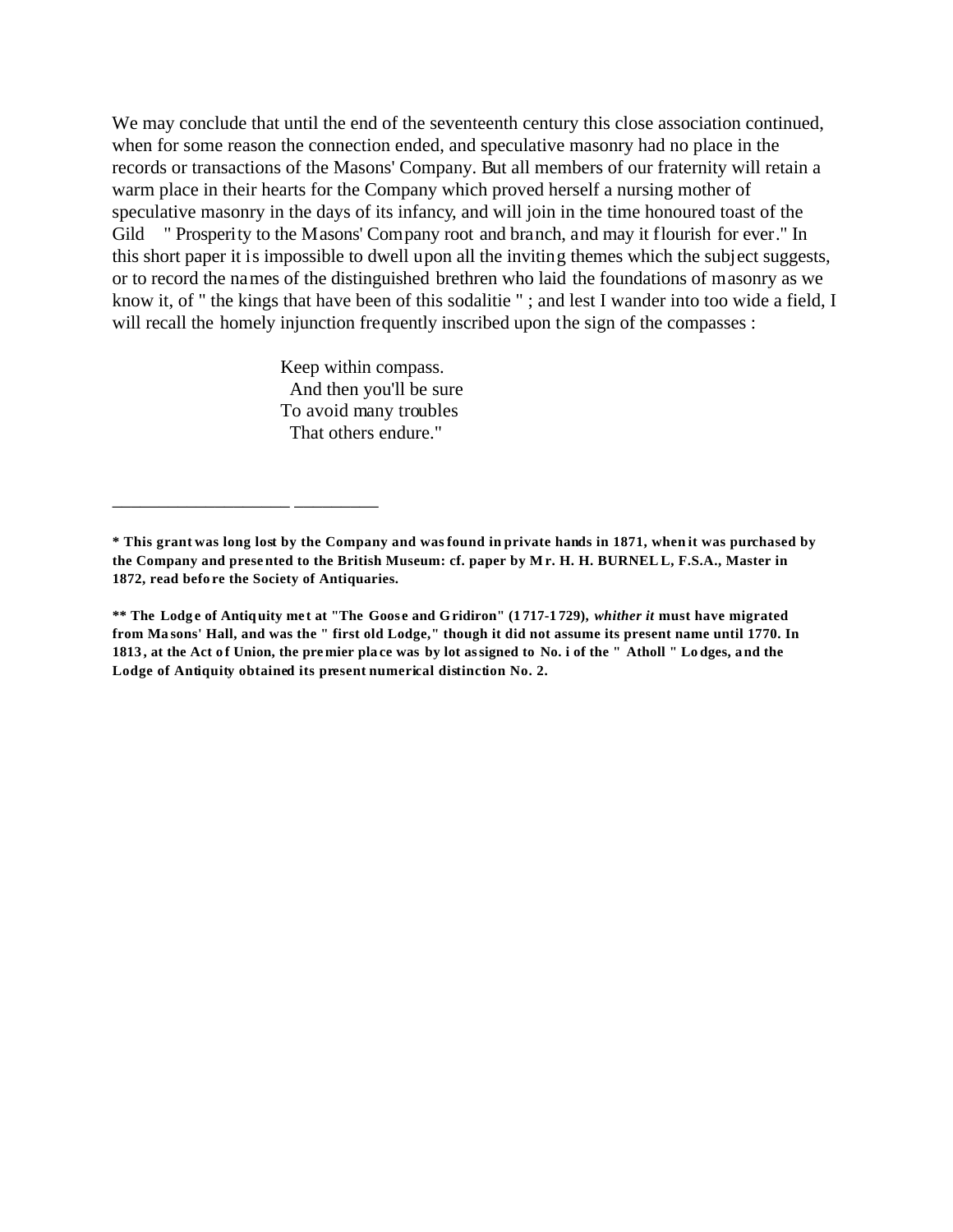We may conclude that until the end of the seventeenth century this close association continued, when for some reason the connection ended, and speculative masonry had no place in the records or transactions of the Masons' Company. But all members of our fraternity will retain a warm place in their hearts for the Company which proved herself a nursing mother of speculative masonry in the days of its infancy, and will join in the time honoured toast of the Gild " Prosperity to the Masons' Company root and branch, and may it flourish for ever." In this short paper it is impossible to dwell upon all the inviting themes which the subject suggests, or to record the names of the distinguished brethren who laid the foundations of masonry as we know it, of " the kings that have been of this sodalitie " ; and lest I wander into too wide a field, I will recall the homely injunction frequently inscribed upon the sign of the compasses :

> Keep within compass.
> And then you'll be sure
> To avoid many troubles
> That others endure."

---

**\* This grant was long lost by the Company and was found in private hands in 1871, when it was purchased by the Company and presented to the British Museum: cf. paper by Mr. H. H. BURNELL, F.S.A., Master in 1872, read before the Society of Antiquaries.**

**\*\* The Lodge of Antiquity met at "The Goose and Gridiron" (1717-1729), *whither it* must have migrated from Masons' Hall, and was the " first old Lodge," though it did not assume its present name until 1770. In 1813, at the Act of Union, the premier place was by lot assigned to No. i of the " Atholl " Lodges, and the Lodge of Antiquity obtained its present numerical distinction No. 2.**